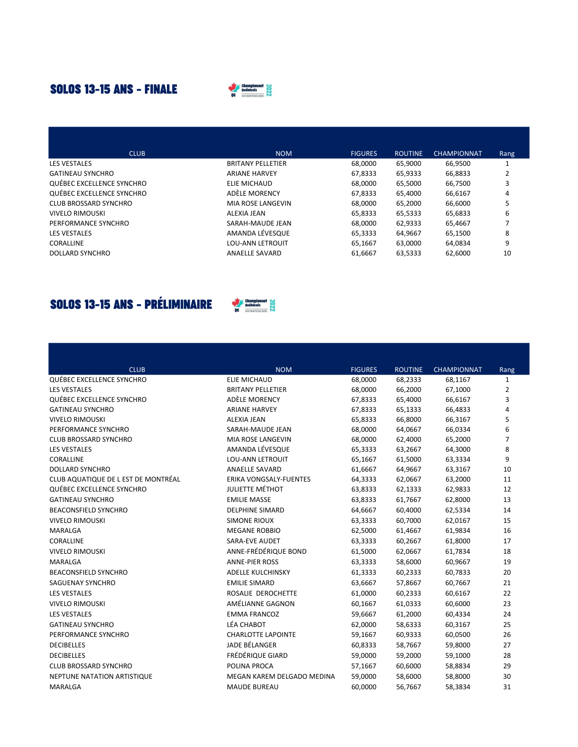## SOLOS 13-15 ANS - FINALE

| CLUB | NOM | FIGURES | ROUTINE | CHAMPIONNAT | Rang |
|---|---|---|---|---|---|
| LES VESTALES | BRITANY PELLETIER | 68,0000 | 65,9000 | 66,9500 | 1 |
| GATINEAU SYNCHRO | ARIANE HARVEY | 67,8333 | 65,9333 | 66,8833 | 2 |
| QUÉBEC EXCELLENCE SYNCHRO | ELIE MICHAUD | 68,0000 | 65,5000 | 66,7500 | 3 |
| QUÉBEC EXCELLENCE SYNCHRO | ADÈLE MORENCY | 67,8333 | 65,4000 | 66,6167 | 4 |
| CLUB BROSSARD SYNCHRO | MIA ROSE LANGEVIN | 68,0000 | 65,2000 | 66,6000 | 5 |
| VIVELO RIMOUSKI | ALEXIA JEAN | 65,8333 | 65,5333 | 65,6833 | 6 |
| PERFORMANCE SYNCHRO | SARAH-MAUDE JEAN | 68,0000 | 62,9333 | 65,4667 | 7 |
| LES VESTALES | AMANDA LÉVESQUE | 65,3333 | 64,9667 | 65,1500 | 8 |
| CORALLINE | LOU-ANN LETROUIT | 65,1667 | 63,0000 | 64,0834 | 9 |
| DOLLARD SYNCHRO | ANAELLE SAVARD | 61,6667 | 63,5333 | 62,6000 | 10 |

## SOLOS 13-15 ANS - PRÉLIMINAIRE

| CLUB | NOM | FIGURES | ROUTINE | CHAMPIONNAT | Rang |
|---|---|---|---|---|---|
| QUÉBEC EXCELLENCE SYNCHRO | ELIE MICHAUD | 68,0000 | 68,2333 | 68,1167 | 1 |
| LES VESTALES | BRITANY PELLETIER | 68,0000 | 66,2000 | 67,1000 | 2 |
| QUÉBEC EXCELLENCE SYNCHRO | ADÈLE MORENCY | 67,8333 | 65,4000 | 66,6167 | 3 |
| GATINEAU SYNCHRO | ARIANE HARVEY | 67,8333 | 65,1333 | 66,4833 | 4 |
| VIVELO RIMOUSKI | ALEXIA JEAN | 65,8333 | 66,8000 | 66,3167 | 5 |
| PERFORMANCE SYNCHRO | SARAH-MAUDE JEAN | 68,0000 | 64,0667 | 66,0334 | 6 |
| CLUB BROSSARD SYNCHRO | MIA ROSE LANGEVIN | 68,0000 | 62,4000 | 65,2000 | 7 |
| LES VESTALES | AMANDA LÉVESQUE | 65,3333 | 63,2667 | 64,3000 | 8 |
| CORALLINE | LOU-ANN LETROUIT | 65,1667 | 61,5000 | 63,3334 | 9 |
| DOLLARD SYNCHRO | ANAELLE SAVARD | 61,6667 | 64,9667 | 63,3167 | 10 |
| CLUB AQUATIQUE DE L EST DE MONTRÉAL | ERIKA VONGSALY-FUENTES | 64,3333 | 62,0667 | 63,2000 | 11 |
| QUÉBEC EXCELLENCE SYNCHRO | JULIETTE MÉTHOT | 63,8333 | 62,1333 | 62,9833 | 12 |
| GATINEAU SYNCHRO | EMILIE MASSE | 63,8333 | 61,7667 | 62,8000 | 13 |
| BEACONSFIELD SYNCHRO | DELPHINE SIMARD | 64,6667 | 60,4000 | 62,5334 | 14 |
| VIVELO RIMOUSKI | SIMONE RIOUX | 63,3333 | 60,7000 | 62,0167 | 15 |
| MARALGA | MEGANE ROBBIO | 62,5000 | 61,4667 | 61,9834 | 16 |
| CORALLINE | SARA-EVE AUDET | 63,3333 | 60,2667 | 61,8000 | 17 |
| VIVELO RIMOUSKI | ANNE-FRÉDÉRIQUE BOND | 61,5000 | 62,0667 | 61,7834 | 18 |
| MARALGA | ANNE-PIER ROSS | 63,3333 | 58,6000 | 60,9667 | 19 |
| BEACONSFIELD SYNCHRO | ADELLE KULCHINSKY | 61,3333 | 60,2333 | 60,7833 | 20 |
| SAGUENAY SYNCHRO | EMILIE SIMARD | 63,6667 | 57,8667 | 60,7667 | 21 |
| LES VESTALES | ROSALIE DEROCHETTE | 61,0000 | 60,2333 | 60,6167 | 22 |
| VIVELO RIMOUSKI | AMÉLIANNE GAGNON | 60,1667 | 61,0333 | 60,6000 | 23 |
| LES VESTALES | EMMA FRANCOZ | 59,6667 | 61,2000 | 60,4334 | 24 |
| GATINEAU SYNCHRO | LÉA CHABOT | 62,0000 | 58,6333 | 60,3167 | 25 |
| PERFORMANCE SYNCHRO | CHARLOTTE LAPOINTE | 59,1667 | 60,9333 | 60,0500 | 26 |
| DECIBELLES | JADE BÉLANGER | 60,8333 | 58,7667 | 59,8000 | 27 |
| DECIBELLES | FRÉDÉRIQUE GIARD | 59,0000 | 59,2000 | 59,1000 | 28 |
| CLUB BROSSARD SYNCHRO | POLINA PROCA | 57,1667 | 60,6000 | 58,8834 | 29 |
| NEPTUNE NATATION ARTISTIQUE | MEGAN KAREM DELGADO MEDINA | 59,0000 | 58,6000 | 58,8000 | 30 |
| MARALGA | MAUDE BUREAU | 60,0000 | 56,7667 | 58,3834 | 31 |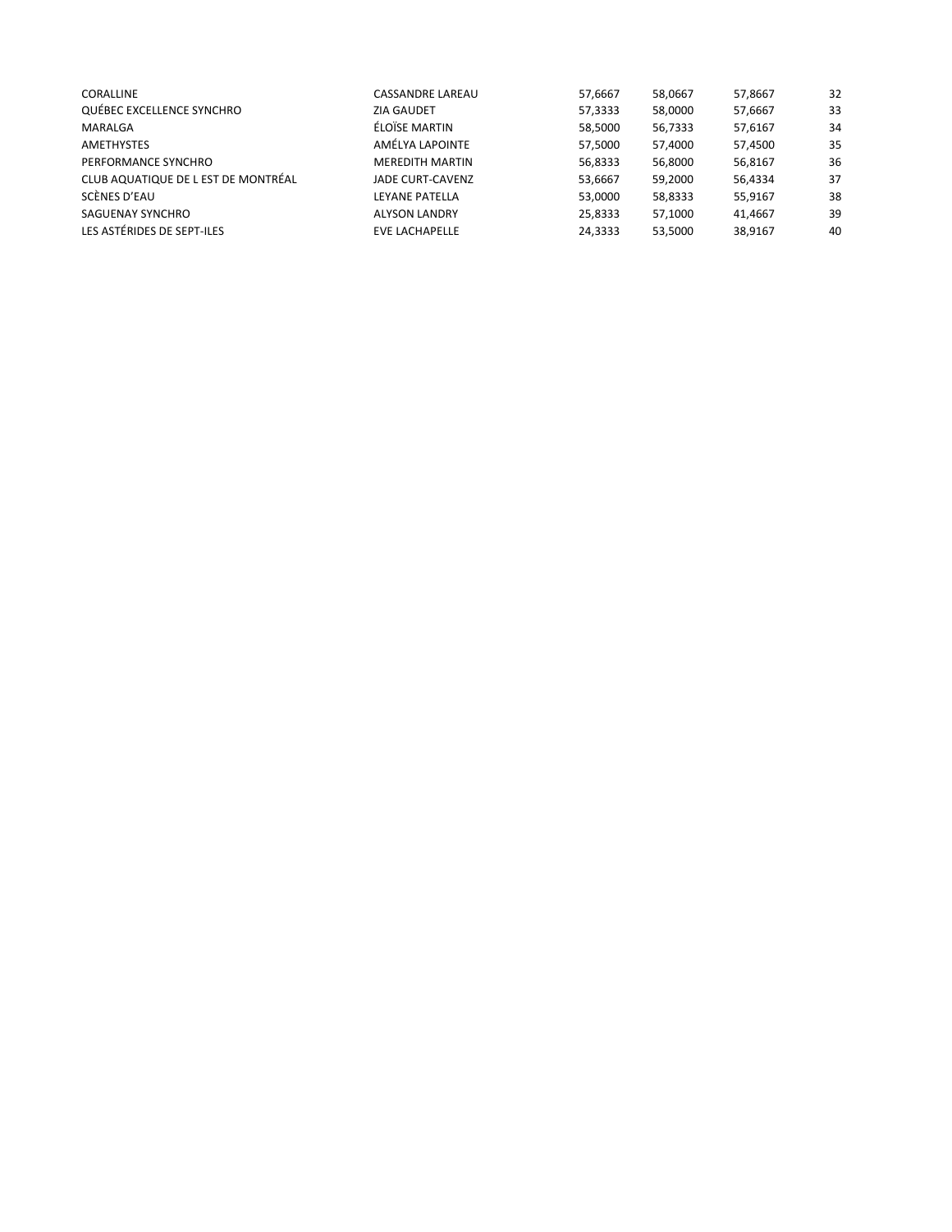| | | | | | |
|---|---|---|---|---|---|
| CORALLINE | CASSANDRE LAREAU | 57,6667 | 58,0667 | 57,8667 | 32 |
| QUÉBEC EXCELLENCE SYNCHRO | ZIA GAUDET | 57,3333 | 58,0000 | 57,6667 | 33 |
| MARALGA | ÉLOÏSE MARTIN | 58,5000 | 56,7333 | 57,6167 | 34 |
| AMETHYSTES | AMÉLYA LAPOINTE | 57,5000 | 57,4000 | 57,4500 | 35 |
| PERFORMANCE SYNCHRO | MEREDITH MARTIN | 56,8333 | 56,8000 | 56,8167 | 36 |
| CLUB AQUATIQUE DE L EST DE MONTRÉAL | JADE CURT-CAVENZ | 53,6667 | 59,2000 | 56,4334 | 37 |
| SCÈNES D’EAU | LEYANE PATELLA | 53,0000 | 58,8333 | 55,9167 | 38 |
| SAGUENAY SYNCHRO | ALYSON LANDRY | 25,8333 | 57,1000 | 41,4667 | 39 |
| LES ASTÉRIDES DE SEPT-ILES | EVE LACHAPELLE | 24,3333 | 53,5000 | 38,9167 | 40 |